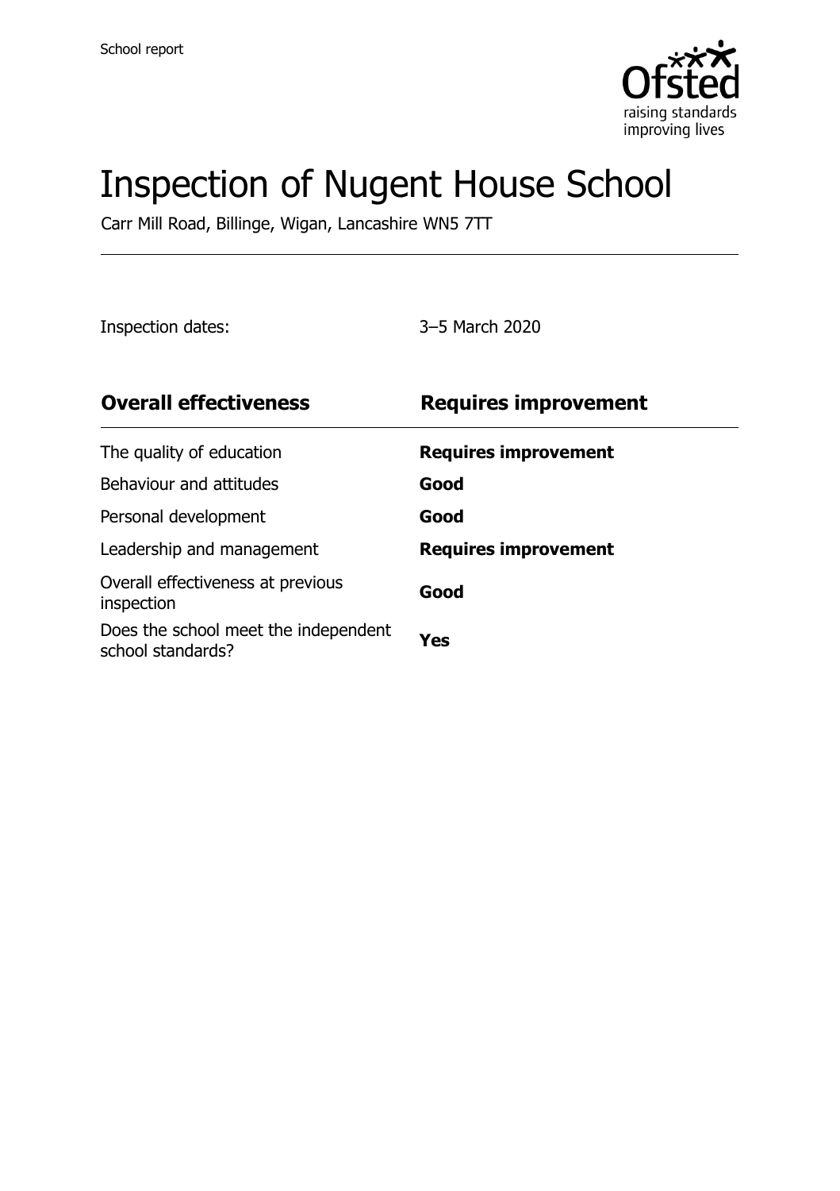School report

# Inspection of Nugent House School

Carr Mill Road, Billinge, Wigan, Lancashire WN5 7TT

Inspection dates: 3–5 March 2020

| Overall effectiveness | Requires improvement |
| --- | --- |
| The quality of education | **Requires improvement** |
| Behaviour and attitudes | **Good** |
| Personal development | **Good** |
| Leadership and management | **Requires improvement** |
| Overall effectiveness at previous inspection | **Good** |
| Does the school meet the independent school standards? | **Yes** |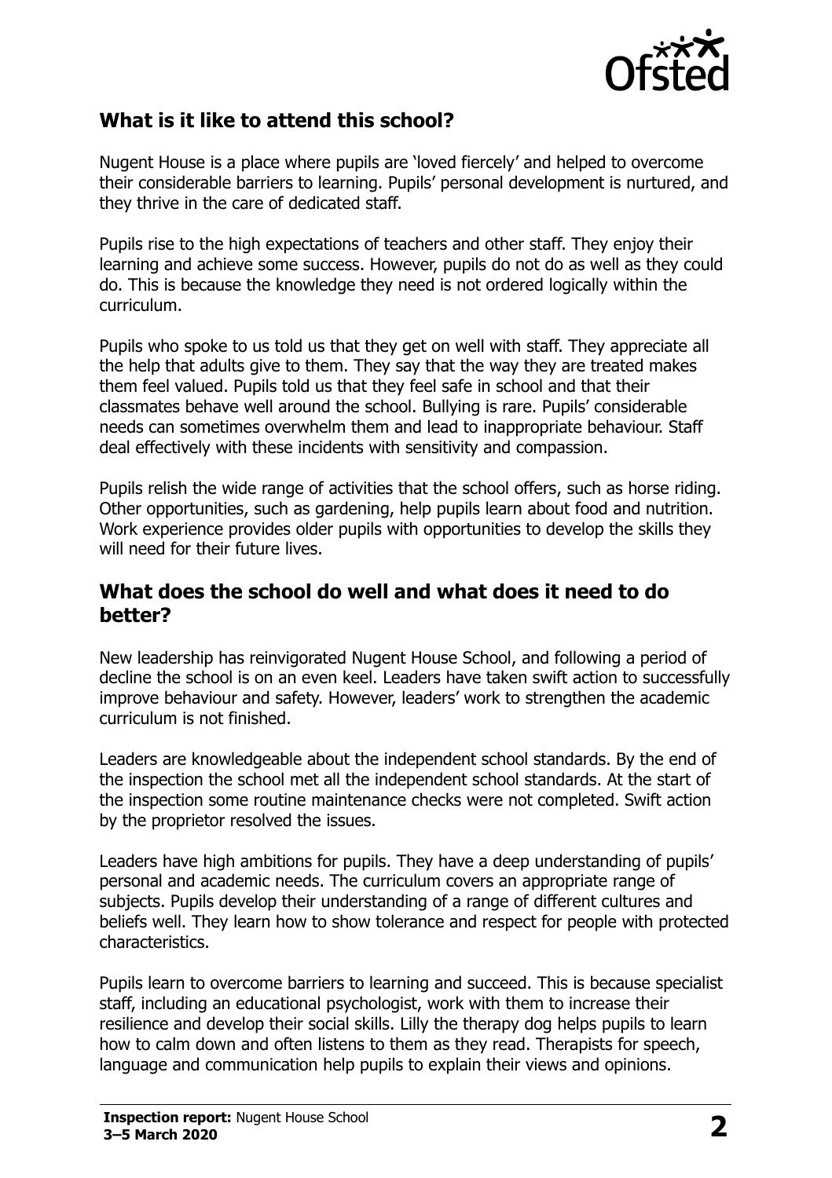## What is it like to attend this school?

Nugent House is a place where pupils are 'loved fiercely' and helped to overcome their considerable barriers to learning. Pupils' personal development is nurtured, and they thrive in the care of dedicated staff.

Pupils rise to the high expectations of teachers and other staff. They enjoy their learning and achieve some success. However, pupils do not do as well as they could do. This is because the knowledge they need is not ordered logically within the curriculum.

Pupils who spoke to us told us that they get on well with staff. They appreciate all the help that adults give to them. They say that the way they are treated makes them feel valued. Pupils told us that they feel safe in school and that their classmates behave well around the school. Bullying is rare. Pupils' considerable needs can sometimes overwhelm them and lead to inappropriate behaviour. Staff deal effectively with these incidents with sensitivity and compassion.

Pupils relish the wide range of activities that the school offers, such as horse riding. Other opportunities, such as gardening, help pupils learn about food and nutrition. Work experience provides older pupils with opportunities to develop the skills they will need for their future lives.

## What does the school do well and what does it need to do better?

New leadership has reinvigorated Nugent House School, and following a period of decline the school is on an even keel. Leaders have taken swift action to successfully improve behaviour and safety. However, leaders' work to strengthen the academic curriculum is not finished.

Leaders are knowledgeable about the independent school standards. By the end of the inspection the school met all the independent school standards. At the start of the inspection some routine maintenance checks were not completed. Swift action by the proprietor resolved the issues.

Leaders have high ambitions for pupils. They have a deep understanding of pupils' personal and academic needs. The curriculum covers an appropriate range of subjects. Pupils develop their understanding of a range of different cultures and beliefs well. They learn how to show tolerance and respect for people with protected characteristics.

Pupils learn to overcome barriers to learning and succeed. This is because specialist staff, including an educational psychologist, work with them to increase their resilience and develop their social skills. Lilly the therapy dog helps pupils to learn how to calm down and often listens to them as they read. Therapists for speech, language and communication help pupils to explain their views and opinions.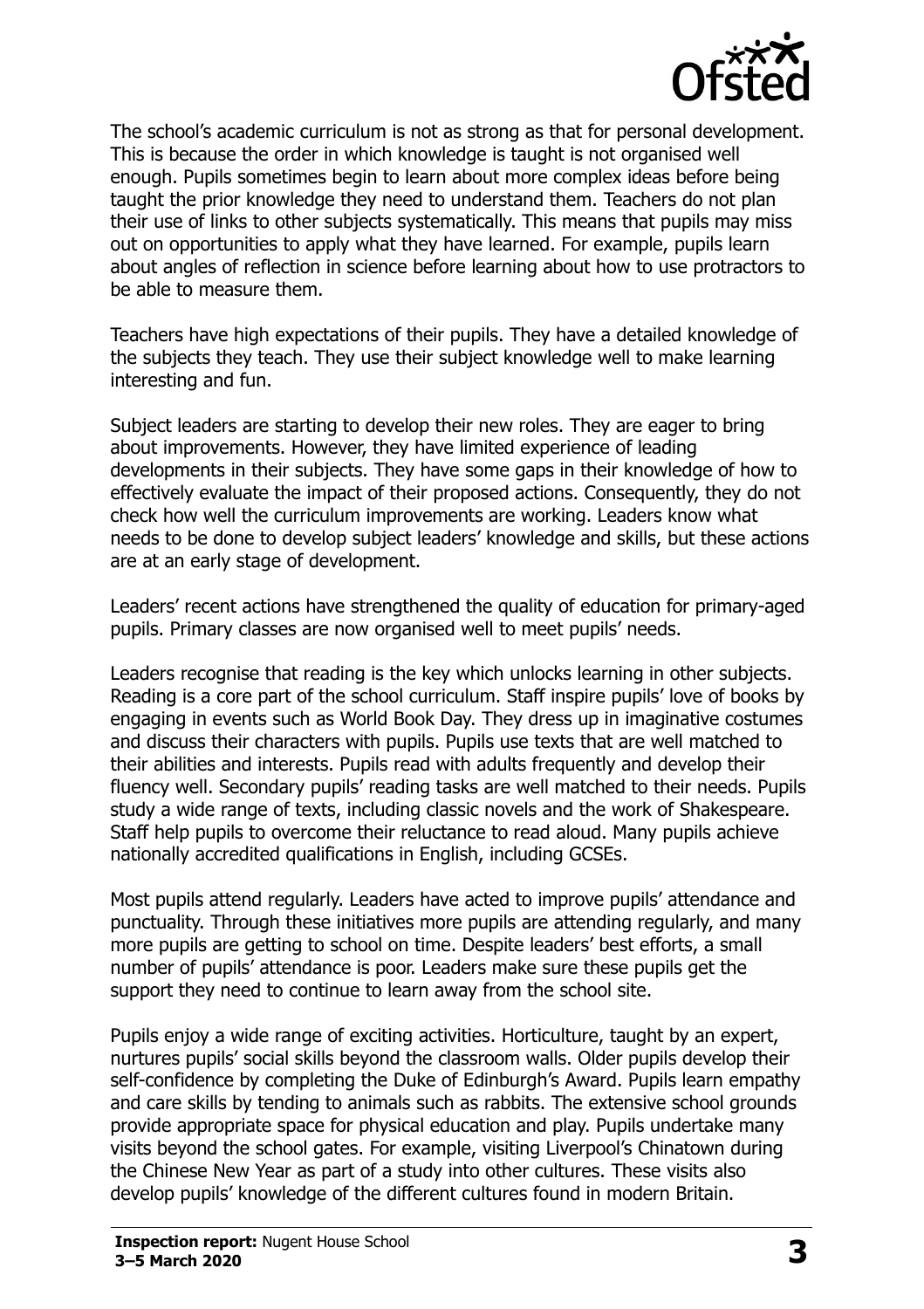The school's academic curriculum is not as strong as that for personal development. This is because the order in which knowledge is taught is not organised well enough. Pupils sometimes begin to learn about more complex ideas before being taught the prior knowledge they need to understand them. Teachers do not plan their use of links to other subjects systematically. This means that pupils may miss out on opportunities to apply what they have learned. For example, pupils learn about angles of reflection in science before learning about how to use protractors to be able to measure them.

Teachers have high expectations of their pupils. They have a detailed knowledge of the subjects they teach. They use their subject knowledge well to make learning interesting and fun.

Subject leaders are starting to develop their new roles. They are eager to bring about improvements. However, they have limited experience of leading developments in their subjects. They have some gaps in their knowledge of how to effectively evaluate the impact of their proposed actions. Consequently, they do not check how well the curriculum improvements are working. Leaders know what needs to be done to develop subject leaders' knowledge and skills, but these actions are at an early stage of development.

Leaders' recent actions have strengthened the quality of education for primary-aged pupils. Primary classes are now organised well to meet pupils' needs.

Leaders recognise that reading is the key which unlocks learning in other subjects. Reading is a core part of the school curriculum. Staff inspire pupils' love of books by engaging in events such as World Book Day. They dress up in imaginative costumes and discuss their characters with pupils. Pupils use texts that are well matched to their abilities and interests. Pupils read with adults frequently and develop their fluency well. Secondary pupils' reading tasks are well matched to their needs. Pupils study a wide range of texts, including classic novels and the work of Shakespeare. Staff help pupils to overcome their reluctance to read aloud. Many pupils achieve nationally accredited qualifications in English, including GCSEs.

Most pupils attend regularly. Leaders have acted to improve pupils' attendance and punctuality. Through these initiatives more pupils are attending regularly, and many more pupils are getting to school on time. Despite leaders' best efforts, a small number of pupils' attendance is poor. Leaders make sure these pupils get the support they need to continue to learn away from the school site.

Pupils enjoy a wide range of exciting activities. Horticulture, taught by an expert, nurtures pupils' social skills beyond the classroom walls. Older pupils develop their self-confidence by completing the Duke of Edinburgh's Award. Pupils learn empathy and care skills by tending to animals such as rabbits. The extensive school grounds provide appropriate space for physical education and play. Pupils undertake many visits beyond the school gates. For example, visiting Liverpool's Chinatown during the Chinese New Year as part of a study into other cultures. These visits also develop pupils' knowledge of the different cultures found in modern Britain.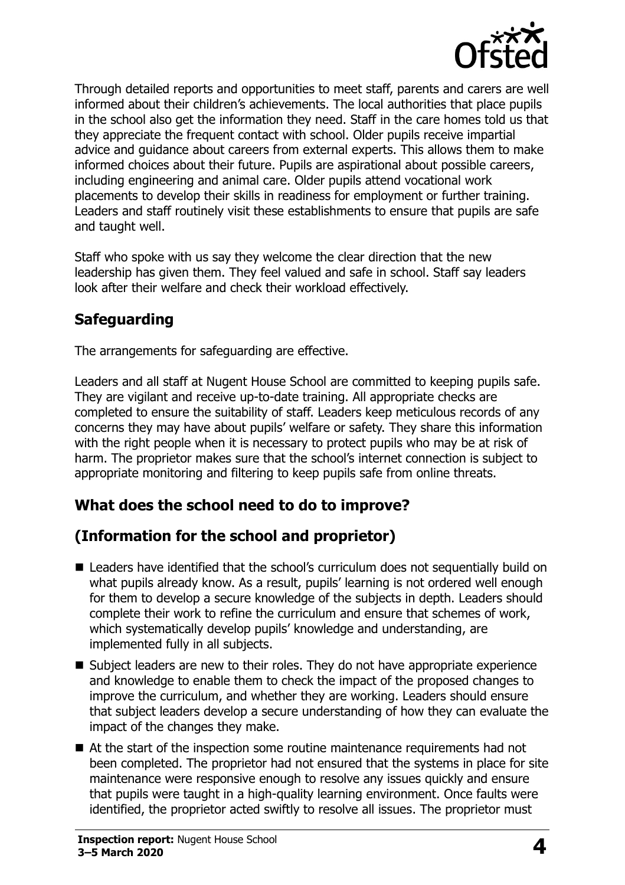Through detailed reports and opportunities to meet staff, parents and carers are well informed about their children's achievements. The local authorities that place pupils in the school also get the information they need. Staff in the care homes told us that they appreciate the frequent contact with school. Older pupils receive impartial advice and guidance about careers from external experts. This allows them to make informed choices about their future. Pupils are aspirational about possible careers, including engineering and animal care. Older pupils attend vocational work placements to develop their skills in readiness for employment or further training. Leaders and staff routinely visit these establishments to ensure that pupils are safe and taught well.

Staff who spoke with us say they welcome the clear direction that the new leadership has given them. They feel valued and safe in school. Staff say leaders look after their welfare and check their workload effectively.

## Safeguarding

The arrangements for safeguarding are effective.

Leaders and all staff at Nugent House School are committed to keeping pupils safe. They are vigilant and receive up-to-date training. All appropriate checks are completed to ensure the suitability of staff. Leaders keep meticulous records of any concerns they may have about pupils' welfare or safety. They share this information with the right people when it is necessary to protect pupils who may be at risk of harm. The proprietor makes sure that the school's internet connection is subject to appropriate monitoring and filtering to keep pupils safe from online threats.

## What does the school need to do to improve?

## (Information for the school and proprietor)

- Leaders have identified that the school's curriculum does not sequentially build on what pupils already know. As a result, pupils' learning is not ordered well enough for them to develop a secure knowledge of the subjects in depth. Leaders should complete their work to refine the curriculum and ensure that schemes of work, which systematically develop pupils' knowledge and understanding, are implemented fully in all subjects.
- Subject leaders are new to their roles. They do not have appropriate experience and knowledge to enable them to check the impact of the proposed changes to improve the curriculum, and whether they are working. Leaders should ensure that subject leaders develop a secure understanding of how they can evaluate the impact of the changes they make.
- At the start of the inspection some routine maintenance requirements had not been completed. The proprietor had not ensured that the systems in place for site maintenance were responsive enough to resolve any issues quickly and ensure that pupils were taught in a high-quality learning environment. Once faults were identified, the proprietor acted swiftly to resolve all issues. The proprietor must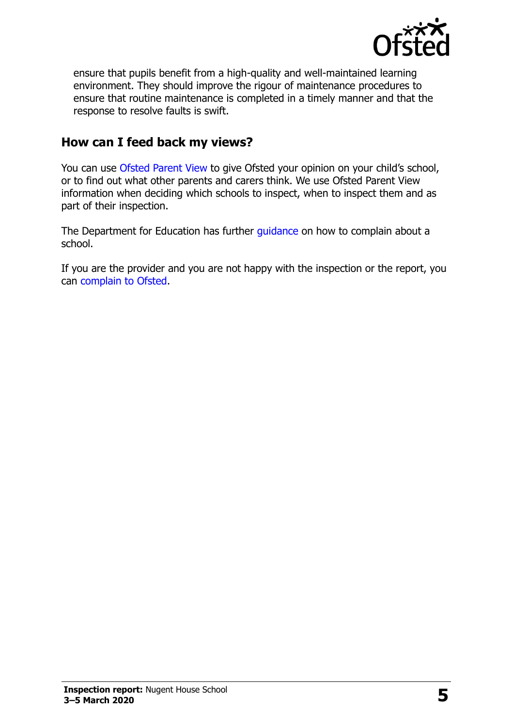ensure that pupils benefit from a high-quality and well-maintained learning environment. They should improve the rigour of maintenance procedures to ensure that routine maintenance is completed in a timely manner and that the response to resolve faults is swift.

## How can I feed back my views?

You can use Ofsted Parent View to give Ofsted your opinion on your child's school, or to find out what other parents and carers think. We use Ofsted Parent View information when deciding which schools to inspect, when to inspect them and as part of their inspection.

The Department for Education has further guidance on how to complain about a school.

If you are the provider and you are not happy with the inspection or the report, you can complain to Ofsted.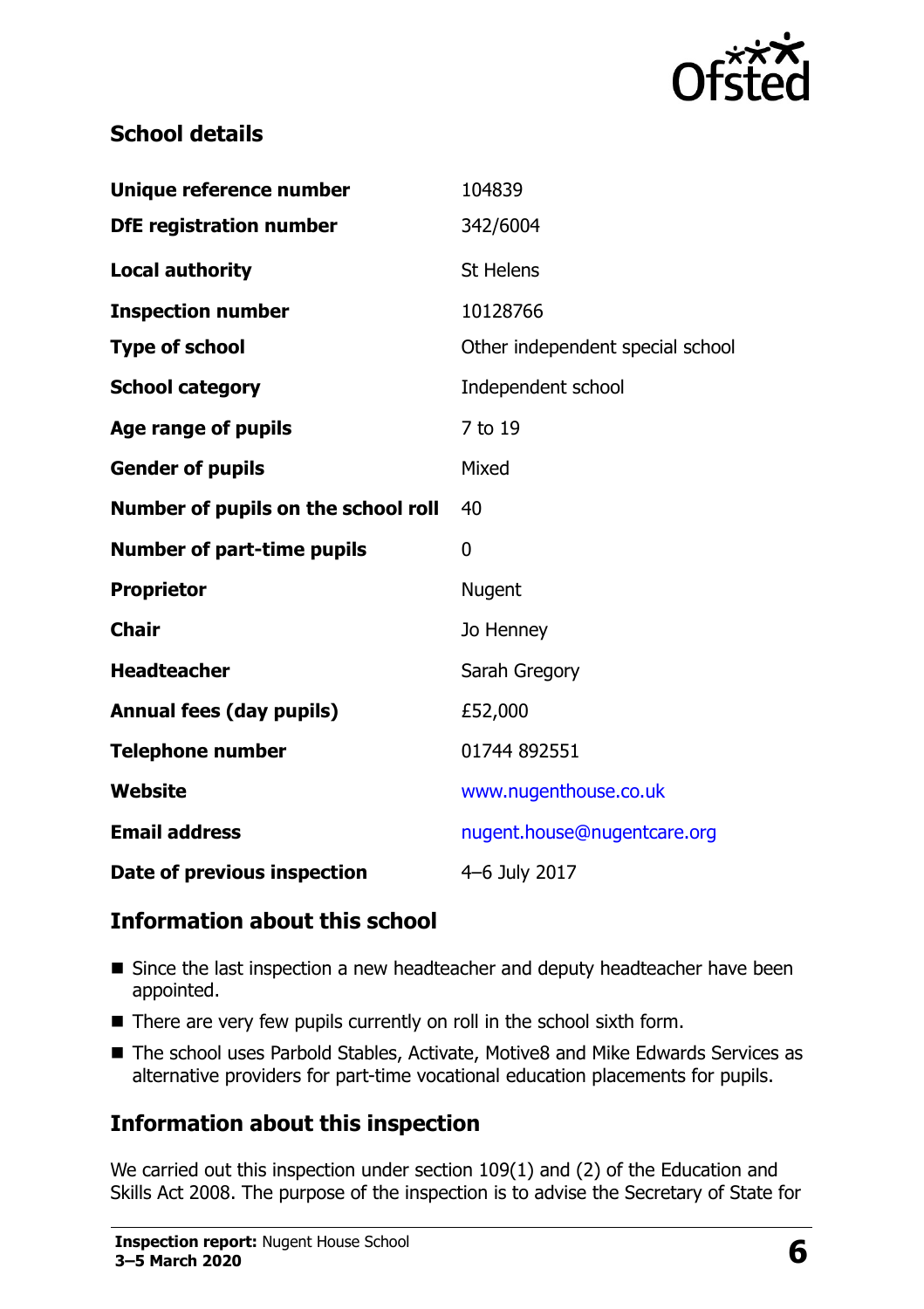## School details

| | |
|---|---|
| **Unique reference number** | 104839 |
| **DfE registration number** | 342/6004 |
| **Local authority** | St Helens |
| **Inspection number** | 10128766 |
| **Type of school** | Other independent special school |
| **School category** | Independent school |
| **Age range of pupils** | 7 to 19 |
| **Gender of pupils** | Mixed |
| **Number of pupils on the school roll** | 40 |
| **Number of part-time pupils** | 0 |
| **Proprietor** | Nugent |
| **Chair** | Jo Henney |
| **Headteacher** | Sarah Gregory |
| **Annual fees (day pupils)** | £52,000 |
| **Telephone number** | 01744 892551 |
| **Website** | www.nugenthouse.co.uk |
| **Email address** | nugent.house@nugentcare.org |
| **Date of previous inspection** | 4–6 July 2017 |

## Information about this school

- Since the last inspection a new headteacher and deputy headteacher have been appointed.
- There are very few pupils currently on roll in the school sixth form.
- The school uses Parbold Stables, Activate, Motive8 and Mike Edwards Services as alternative providers for part-time vocational education placements for pupils.

## Information about this inspection

We carried out this inspection under section 109(1) and (2) of the Education and Skills Act 2008. The purpose of the inspection is to advise the Secretary of State for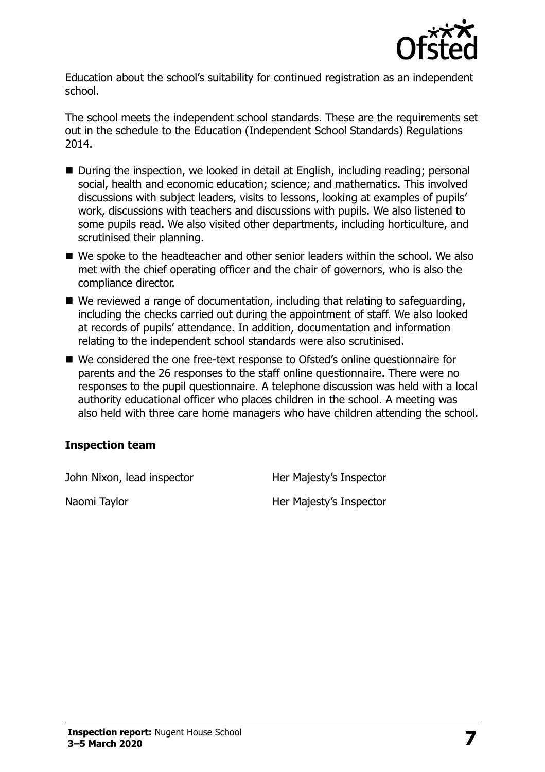Education about the school's suitability for continued registration as an independent school.

The school meets the independent school standards. These are the requirements set out in the schedule to the Education (Independent School Standards) Regulations 2014.

- During the inspection, we looked in detail at English, including reading; personal social, health and economic education; science; and mathematics. This involved discussions with subject leaders, visits to lessons, looking at examples of pupils' work, discussions with teachers and discussions with pupils. We also listened to some pupils read. We also visited other departments, including horticulture, and scrutinised their planning.
- We spoke to the headteacher and other senior leaders within the school. We also met with the chief operating officer and the chair of governors, who is also the compliance director.
- We reviewed a range of documentation, including that relating to safeguarding, including the checks carried out during the appointment of staff. We also looked at records of pupils' attendance. In addition, documentation and information relating to the independent school standards were also scrutinised.
- We considered the one free-text response to Ofsted's online questionnaire for parents and the 26 responses to the staff online questionnaire. There were no responses to the pupil questionnaire. A telephone discussion was held with a local authority educational officer who places children in the school. A meeting was also held with three care home managers who have children attending the school.

### Inspection team

| | |
|---|---|
| John Nixon, lead inspector | Her Majesty's Inspector |
| Naomi Taylor | Her Majesty's Inspector |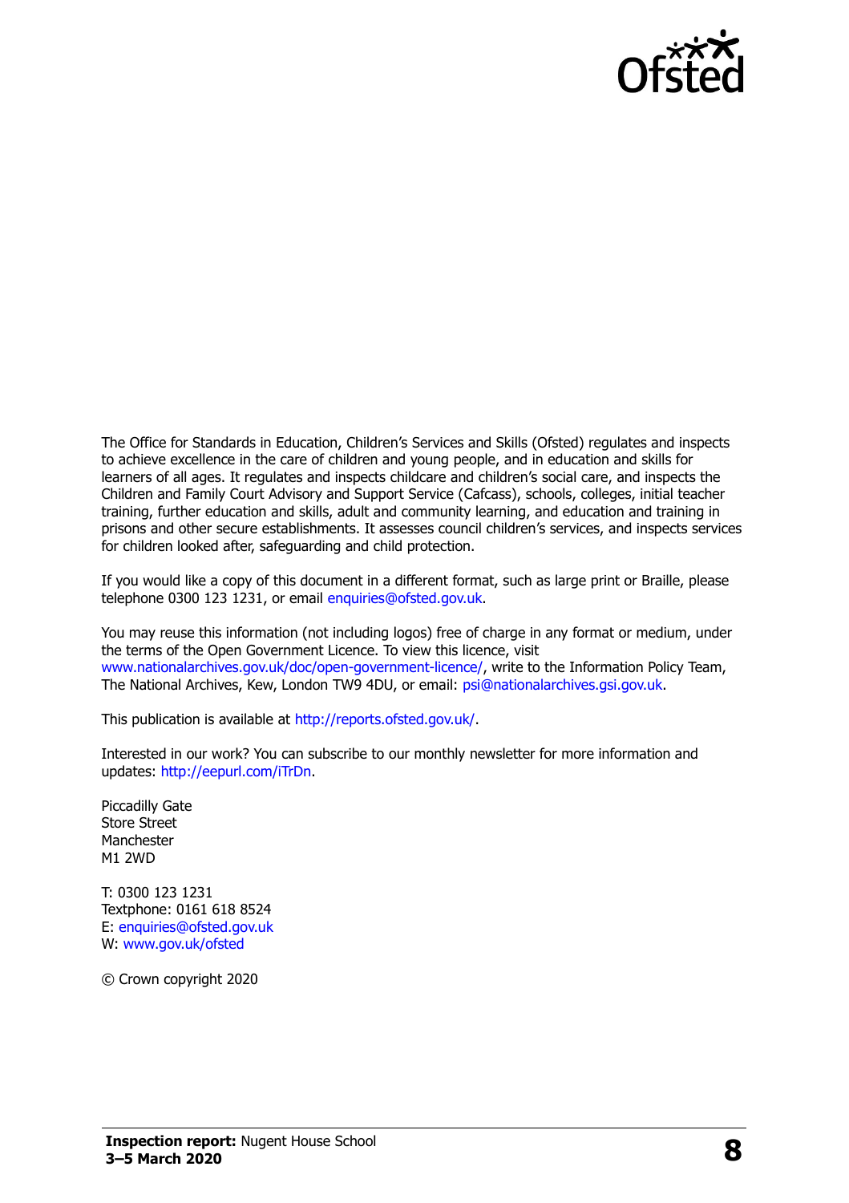The Office for Standards in Education, Children's Services and Skills (Ofsted) regulates and inspects to achieve excellence in the care of children and young people, and in education and skills for learners of all ages. It regulates and inspects childcare and children's social care, and inspects the Children and Family Court Advisory and Support Service (Cafcass), schools, colleges, initial teacher training, further education and skills, adult and community learning, and education and training in prisons and other secure establishments. It assesses council children's services, and inspects services for children looked after, safeguarding and child protection.

If you would like a copy of this document in a different format, such as large print or Braille, please telephone 0300 123 1231, or email enquiries@ofsted.gov.uk.

You may reuse this information (not including logos) free of charge in any format or medium, under the terms of the Open Government Licence. To view this licence, visit www.nationalarchives.gov.uk/doc/open-government-licence/, write to the Information Policy Team, The National Archives, Kew, London TW9 4DU, or email: psi@nationalarchives.gsi.gov.uk.

This publication is available at http://reports.ofsted.gov.uk/.

Interested in our work? You can subscribe to our monthly newsletter for more information and updates: http://eepurl.com/iTrDn.

Piccadilly Gate
Store Street
Manchester
M1 2WD

T: 0300 123 1231
Textphone: 0161 618 8524
E: enquiries@ofsted.gov.uk
W: www.gov.uk/ofsted

© Crown copyright 2020